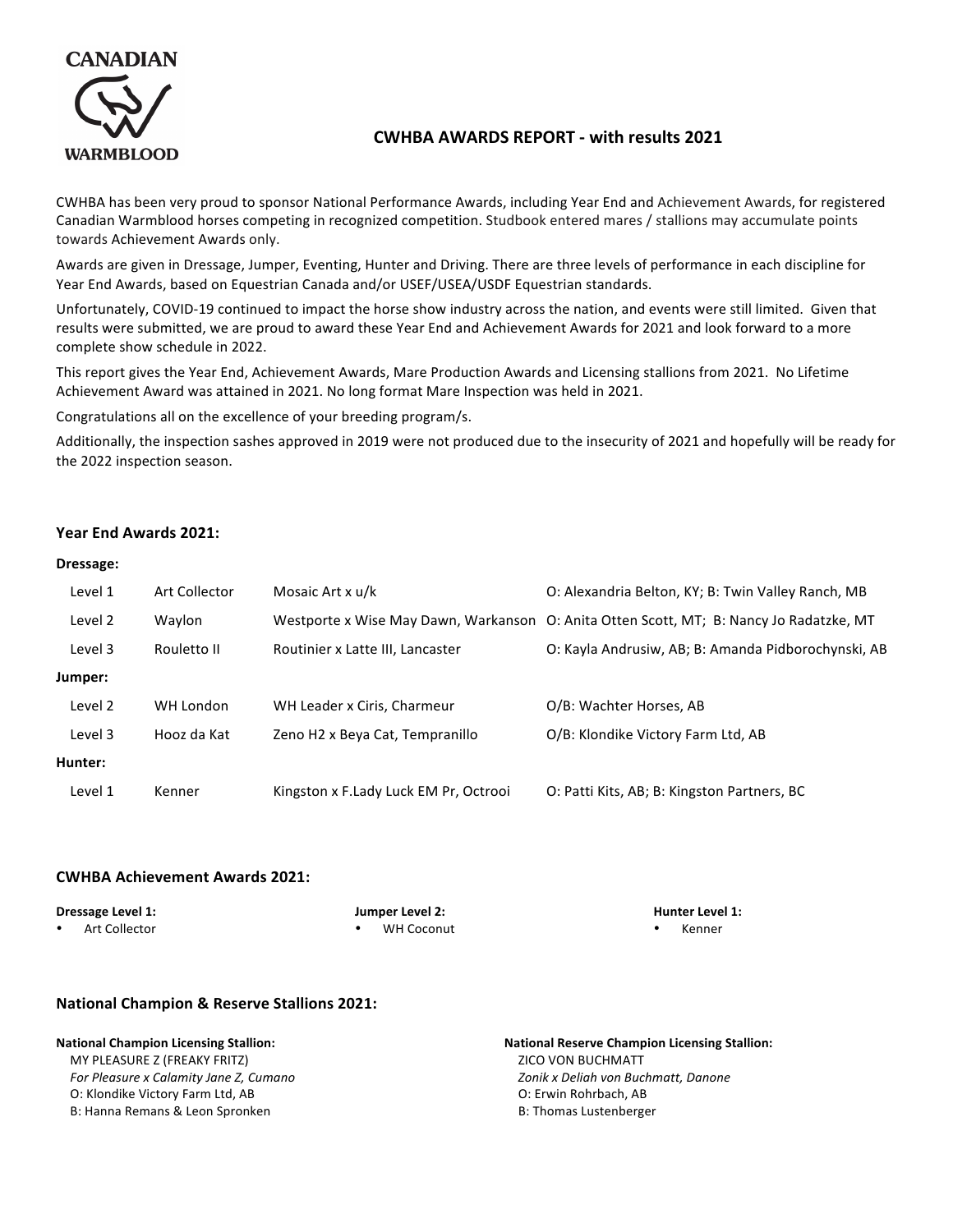CANADIAN

WARMBLOOD

# CWHBA AWARDS REPORT - with results 2021

CWHBA has been very proud to sponsor National Performance Awards, including Year End and Achievement Awards, for registered Canadian Warmblood horses competing in recognized competition. Studbook entered mares / stallions may accumulate points towards Achievement Awards only.

Awards are given in Dressage, Jumper, Eventing, Hunter and Driving. There are three levels of performance in each discipline for Year End Awards, based on Equestrian Canada and/or USEF/USEA/USDF Equestrian standards.

Unfortunately, COVID-19 continued to impact the horse show industry across the nation, and events were still limited. Given that results were submitted, we are proud to award these Year End and Achievement Awards for 2021 and look forward to a more complete show schedule in 2022.

This report gives the Year End, Achievement Awards, Mare Production Awards and Licensing stallions from 2021. No Lifetime Achievement Award was attained in 2021. No long format Mare Inspection was held in 2021.

Congratulations all on the excellence of your breeding program/s.

Additionally, the inspection sashes approved in 2019 were not produced due to the insecurity of 2021 and hopefully will be ready for the 2022 inspection season.

## Year End Awards 2021:

| | | | |
|---|---|---|---|
| **Dressage:** | | | |
| Level 1 | Art Collector | Mosaic Art x u/k | O: Alexandria Belton, KY; B: Twin Valley Ranch, MB |
| Level 2 | Waylon | Westporte x Wise May Dawn, Warkanson | O: Anita Otten Scott, MT; B: Nancy Jo Radatzke, MT |
| Level 3 | Rouletto II | Routinier x Latte III, Lancaster | O: Kayla Andrusiw, AB; B: Amanda Pidborochynski, AB |
| **Jumper:** | | | |
| Level 2 | WH London | WH Leader x Ciris, Charmeur | O/B: Wachter Horses, AB |
| Level 3 | Hooz da Kat | Zeno H2 x Beya Cat, Tempranillo | O/B: Klondike Victory Farm Ltd, AB |
| **Hunter:** | | | |
| Level 1 | Kenner | Kingston x F.Lady Luck EM Pr, Octrooi | O: Patti Kits, AB; B: Kingston Partners, BC |

## CWHBA Achievement Awards 2021:

**Dressage Level 1:**
- Art Collector

**Jumper Level 2:**
- WH Coconut

**Hunter Level 1:**
- Kenner

## National Champion & Reserve Stallions 2021:

**National Champion Licensing Stallion:**
MY PLEASURE Z (FREAKY FRITZ)
*For Pleasure x Calamity Jane Z, Cumano*
O: Klondike Victory Farm Ltd, AB
B: Hanna Remans & Leon Spronken

**National Reserve Champion Licensing Stallion:**
ZICO VON BUCHMATT
*Zonik x Deliah von Buchmatt, Danone*
O: Erwin Rohrbach, AB
B: Thomas Lustenberger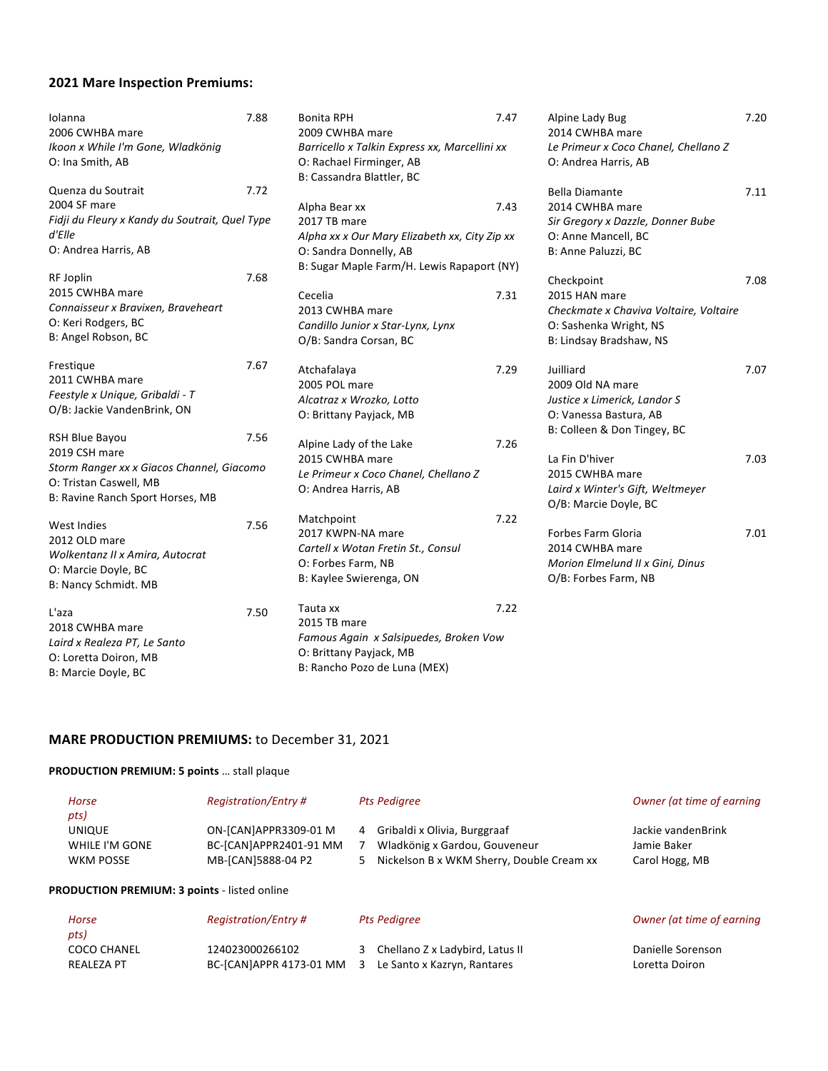## 2021 Mare Inspection Premiums:

Iolanna 7.88
2006 CWHBA mare
*Ikoon x While I'm Gone, Wladkönig*
O: Ina Smith, AB

Quenza du Soutrait 7.72
2004 SF mare
*Fidji du Fleury x Kandy du Soutrait, Quel Type d'Elle*
O: Andrea Harris, AB

RF Joplin 7.68
2015 CWHBA mare
*Connaisseur x Bravixen, Braveheart*
O: Keri Rodgers, BC
B: Angel Robson, BC

Frestique 7.67
2011 CWHBA mare
*Feestyle x Unique, Gribaldi - T*
O/B: Jackie VandenBrink, ON

RSH Blue Bayou 7.56
2019 CSH mare
*Storm Ranger xx x Giacos Channel, Giacomo*
O: Tristan Caswell, MB
B: Ravine Ranch Sport Horses, MB

West Indies 7.56
2012 OLD mare
*Wolkentanz II x Amira, Autocrat*
O: Marcie Doyle, BC
B: Nancy Schmidt. MB

L'aza 7.50
2018 CWHBA mare
*Laird x Realeza PT, Le Santo*
O: Loretta Doiron, MB
B: Marcie Doyle, BC

Bonita RPH 7.47
2009 CWHBA mare
*Barricello x Talkin Express xx, Marcellini xx*
O: Rachael Firminger, AB
B: Cassandra Blattler, BC

Alpha Bear xx 7.43
2017 TB mare
*Alpha xx x Our Mary Elizabeth xx, City Zip xx*
O: Sandra Donnelly, AB
B: Sugar Maple Farm/H. Lewis Rapaport (NY)

Cecelia 7.31
2013 CWHBA mare
*Candillo Junior x Star-Lynx, Lynx*
O/B: Sandra Corsan, BC

Atchafalaya 7.29
2005 POL mare
*Alcatraz x Wrozko, Lotto*
O: Brittany Payjack, MB

Alpine Lady of the Lake 7.26
2015 CWHBA mare
*Le Primeur x Coco Chanel, Chellano Z*
O: Andrea Harris, AB

Matchpoint 7.22
2017 KWPN-NA mare
*Cartell x Wotan Fretin St., Consul*
O: Forbes Farm, NB
B: Kaylee Swierenga, ON

Tauta xx 7.22
2015 TB mare
*Famous Again x Salsipuedes, Broken Vow*
O: Brittany Payjack, MB
B: Rancho Pozo de Luna (MEX)

Alpine Lady Bug 7.20
2014 CWHBA mare
*Le Primeur x Coco Chanel, Chellano Z*
O: Andrea Harris, AB

Bella Diamante 7.11
2014 CWHBA mare
*Sir Gregory x Dazzle, Donner Bube*
O: Anne Mancell, BC
B: Anne Paluzzi, BC

Checkpoint 7.08
2015 HAN mare
*Checkmate x Chaviva Voltaire, Voltaire*
O: Sashenka Wright, NS
B: Lindsay Bradshaw, NS

Juilliard 7.07
2009 Old NA mare
*Justice x Limerick, Landor S*
O: Vanessa Bastura, AB
B: Colleen & Don Tingey, BC

La Fin D'hiver 7.03
2015 CWHBA mare
*Laird x Winter's Gift, Weltmeyer*
O/B: Marcie Doyle, BC

Forbes Farm Gloria 7.01
2014 CWHBA mare
*Morion Elmelund II x Gini, Dinus*
O/B: Forbes Farm, NB

## MARE PRODUCTION PREMIUMS: to December 31, 2021

**PRODUCTION PREMIUM: 5 points** … stall plaque

| *Horse* | *Registration/Entry #* | *Pts* | *Pedigree* | *Owner (at time of earning pts)* |
|---|---|---|---|---|
| UNIQUE | ON-[CAN]APPR3309-01 M | 4 | Gribaldi x Olivia, Burggraaf | Jackie vandenBrink |
| WHILE I'M GONE | BC-[CAN]APPR2401-91 MM | 7 | Wladkönig x Gardou, Gouveneur | Jamie Baker |
| WKM POSSE | MB-[CAN]5888-04 P2 | 5 | Nickelson B x WKM Sherry, Double Cream xx | Carol Hogg, MB |

**PRODUCTION PREMIUM: 3 points** - listed online

| *Horse* | *Registration/Entry #* | *Pts* | *Pedigree* | *Owner (at time of earning pts)* |
|---|---|---|---|---|
| COCO CHANEL | 124023000266102 | 3 | Chellano Z x Ladybird, Latus II | Danielle Sorenson |
| REALEZA PT | BC-[CAN]APPR 4173-01 MM | 3 | Le Santo x Kazryn, Rantares | Loretta Doiron |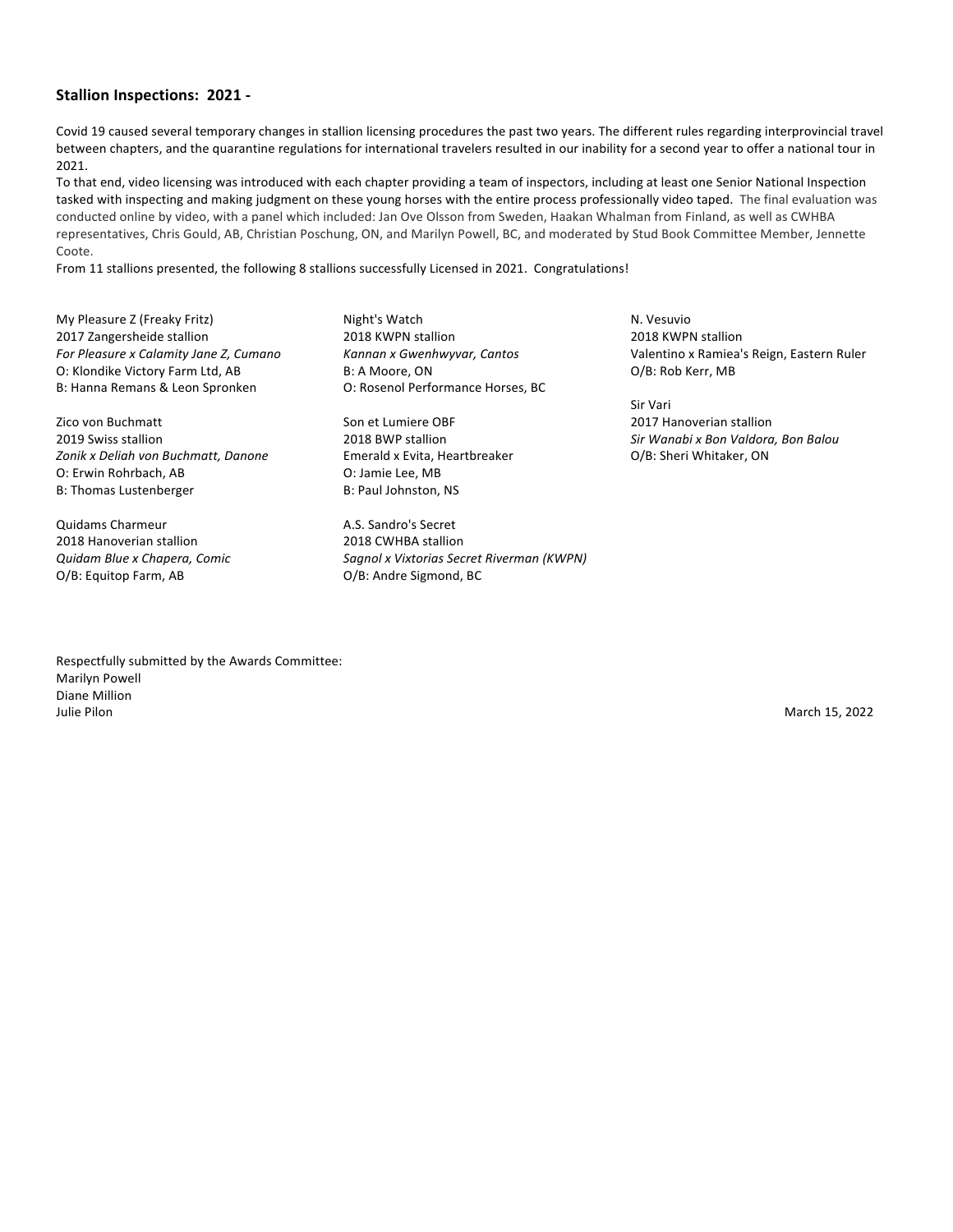### **Stallion Inspections: 2021 -**

Covid 19 caused several temporary changes in stallion licensing procedures the past two years. The different rules regarding interprovincial travel between chapters, and the quarantine regulations for international travelers resulted in our inability for a second year to offer a national tour in 2021.
To that end, video licensing was introduced with each chapter providing a team of inspectors, including at least one Senior National Inspection tasked with inspecting and making judgment on these young horses with the entire process professionally video taped. The final evaluation was conducted online by video, with a panel which included: Jan Ove Olsson from Sweden, Haakan Whalman from Finland, as well as CWHBA representatives, Chris Gould, AB, Christian Poschung, ON, and Marilyn Powell, BC, and moderated by Stud Book Committee Member, Jennette Coote.
From 11 stallions presented, the following 8 stallions successfully Licensed in 2021. Congratulations!

My Pleasure Z (Freaky Fritz)
2017 Zangersheide stallion
*For Pleasure x Calamity Jane Z, Cumano*
O: Klondike Victory Farm Ltd, AB
B: Hanna Remans & Leon Spronken

Zico von Buchmatt
2019 Swiss stallion
*Zonik x Deliah von Buchmatt, Danone*
O: Erwin Rohrbach, AB
B: Thomas Lustenberger

Quidams Charmeur
2018 Hanoverian stallion
*Quidam Blue x Chapera, Comic*
O/B: Equitop Farm, AB

Night's Watch
2018 KWPN stallion
*Kannan x Gwenhwyvar, Cantos*
B: A Moore, ON
O: Rosenol Performance Horses, BC

Son et Lumiere OBF
2018 BWP stallion
Emerald x Evita, Heartbreaker
O: Jamie Lee, MB
B: Paul Johnston, NS

A.S. Sandro's Secret
2018 CWHBA stallion
*Sagnol x Vixtorias Secret Riverman (KWPN)*
O/B: Andre Sigmond, BC

N. Vesuvio
2018 KWPN stallion
Valentino x Ramiea's Reign, Eastern Ruler
O/B: Rob Kerr, MB

Sir Vari
2017 Hanoverian stallion
*Sir Wanabi x Bon Valdora, Bon Balou*
O/B: Sheri Whitaker, ON

Respectfully submitted by the Awards Committee:
Marilyn Powell
Diane Million
Julie Pilon

March 15, 2022